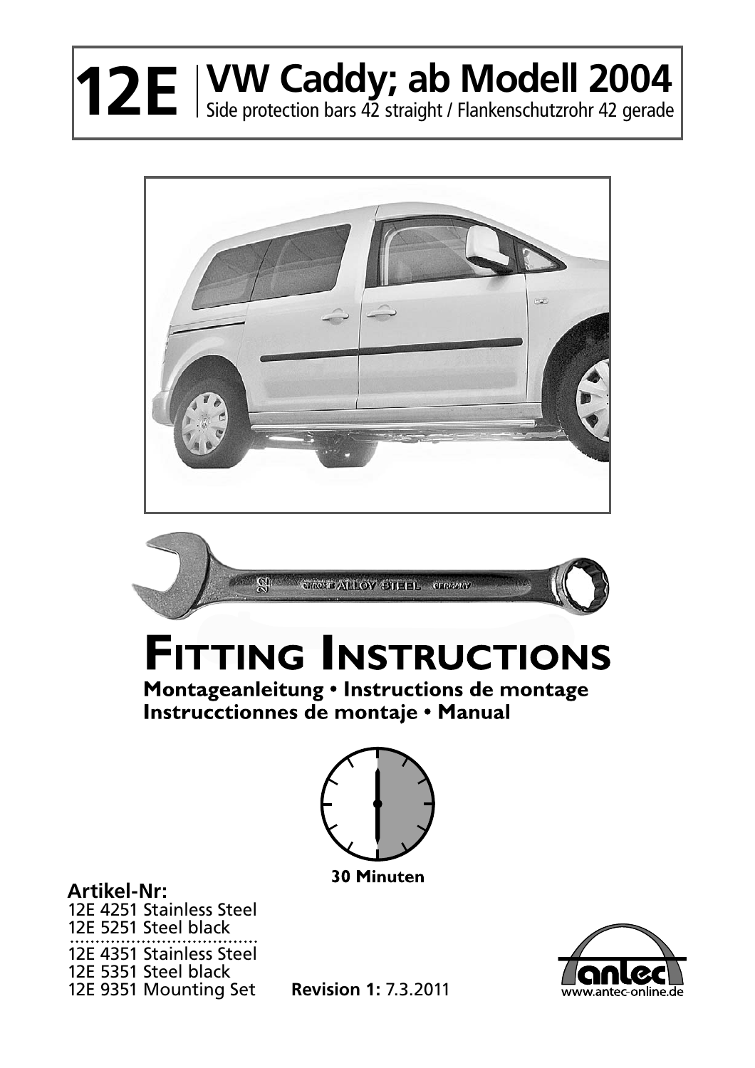# 12E | VW Caddy; ab Modell 2004

Side protection bars 42 straight / Flankenschutzrohr 42 gerade

# Fitting Instructions

**Montageanleitung • Instructions de montage**
**Instrucctionnes de montaje • Manual**

**30 Minuten**

**Artikel-Nr:**

12E 4251 Stainless Steel
12E 5251 Steel black

12E 4351 Stainless Steel
12E 5351 Steel black
12E 9351 Mounting Set

**Revision 1:** 7.3.2011

www.antec-online.de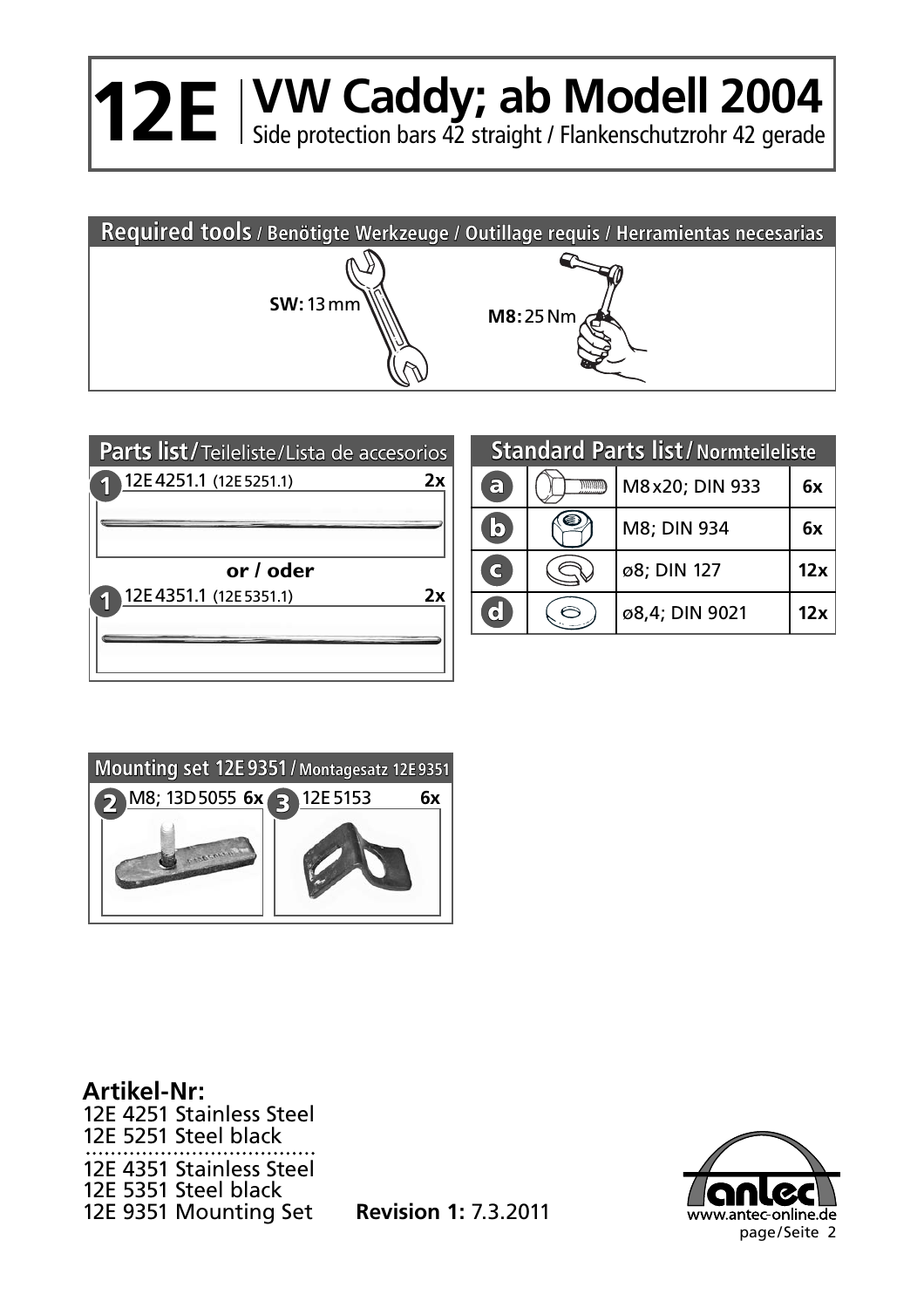# 12E | VW Caddy; ab Modell 2004

Side protection bars 42 straight / Flankenschutzrohr 42 gerade

## Required tools / Benötigte Werkzeuge / Outillage requis / Herramientas necesarias

**SW:** 13 mm

**M8:** 25 Nm

## Parts list / Teileliste / Lista de accesorios

| No. | Part | Qty |
|---|---|---|
| 1 | 12E 4251.1 (12E 5251.1) | 2x |
| | **or / oder** | |
| 1 | 12E 4351.1 (12E 5351.1) | 2x |

## Standard Parts list / Normteileliste

| | Part | Qty |
|---|---|---|
| a | M8 x 20; DIN 933 | 6x |
| b | M8; DIN 934 | 6x |
| c | ø8; DIN 127 | 12x |
| d | ø8,4; DIN 9021 | 12x |

## Mounting set 12E 9351 / Montagesatz 12E 9351

| No. | Part | Qty |
|---|---|---|
| 2 | M8; 13D 5055 | 6x |
| 3 | 12E 5153 | 6x |

**Artikel-Nr:**

12E 4251 Stainless Steel
12E 5251 Steel black

---

12E 4351 Stainless Steel
12E 5351 Steel black
12E 9351 Mounting Set

**Revision 1:** 7.3.2011

antec — www.antec-online.de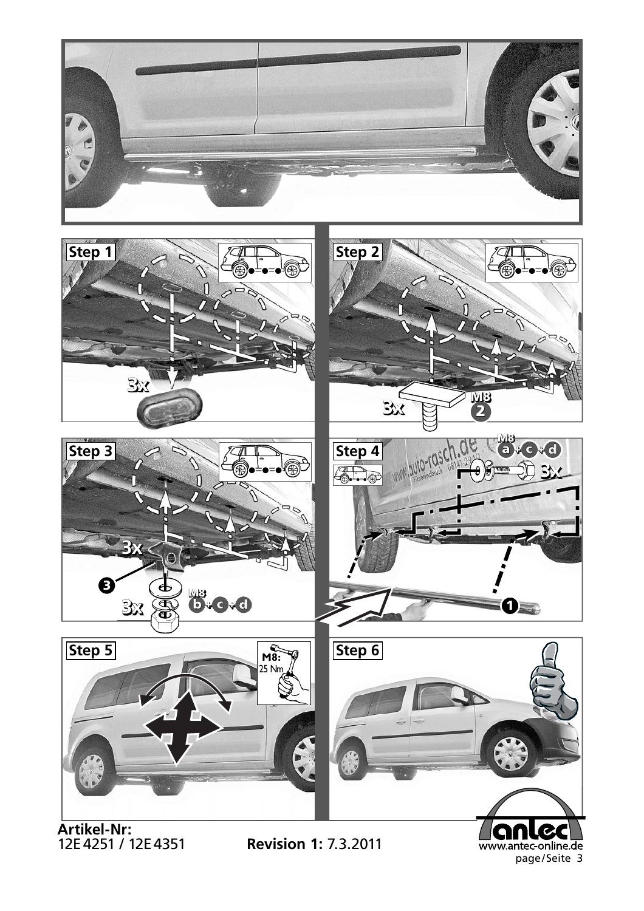Step 1

3x

Step 2

3x

M8

2

Step 3

3x

3

M8

3x b+c+d

Step 4

M8

a+c+d

3x

1

Step 5

M8:
25 Nm

Step 6

**Artikel-Nr:**
12E 4251 / 12E 4351

**Revision 1:** 7.3.2011

antec
www.antec-online.de